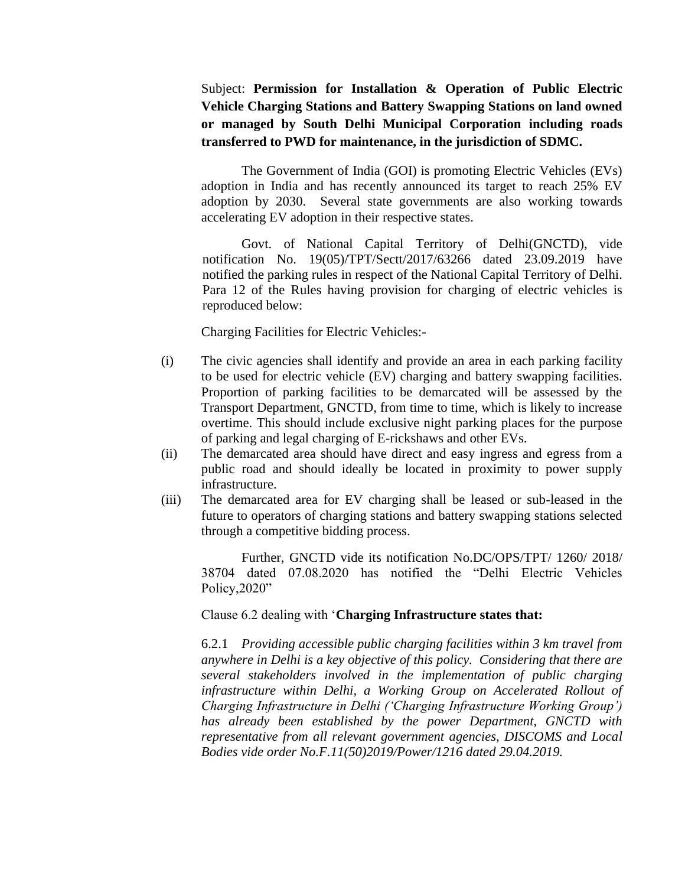Subject: **Permission for Installation & Operation of Public Electric Vehicle Charging Stations and Battery Swapping Stations on land owned or managed by South Delhi Municipal Corporation including roads transferred to PWD for maintenance, in the jurisdiction of SDMC.**

The Government of India (GOI) is promoting Electric Vehicles (EVs) adoption in India and has recently announced its target to reach 25% EV adoption by 2030. Several state governments are also working towards accelerating EV adoption in their respective states.

Govt. of National Capital Territory of Delhi(GNCTD), vide notification No. 19(05)/TPT/Sectt/2017/63266 dated 23.09.2019 have notified the parking rules in respect of the National Capital Territory of Delhi. Para 12 of the Rules having provision for charging of electric vehicles is reproduced below:

Charging Facilities for Electric Vehicles:-

(i) The civic agencies shall identify and provide an area in each parking facility to be used for electric vehicle (EV) charging and battery swapping facilities. Proportion of parking facilities to be demarcated will be assessed by the Transport Department, GNCTD, from time to time, which is likely to increase overtime. This should include exclusive night parking places for the purpose of parking and legal charging of E-rickshaws and other EVs.

(ii) The demarcated area should have direct and easy ingress and egress from a public road and should ideally be located in proximity to power supply infrastructure.

(iii) The demarcated area for EV charging shall be leased or sub-leased in the future to operators of charging stations and battery swapping stations selected through a competitive bidding process.

Further, GNCTD vide its notification No.DC/OPS/TPT/ 1260/ 2018/ 38704 dated 07.08.2020 has notified the "Delhi Electric Vehicles Policy,2020"

Clause 6.2 dealing with '**Charging Infrastructure states that:**

6.2.1 *Providing accessible public charging facilities within 3 km travel from anywhere in Delhi is a key objective of this policy. Considering that there are several stakeholders involved in the implementation of public charging infrastructure within Delhi, a Working Group on Accelerated Rollout of Charging Infrastructure in Delhi ('Charging Infrastructure Working Group') has already been established by the power Department, GNCTD with representative from all relevant government agencies, DISCOMS and Local Bodies vide order No.F.11(50)2019/Power/1216 dated 29.04.2019.*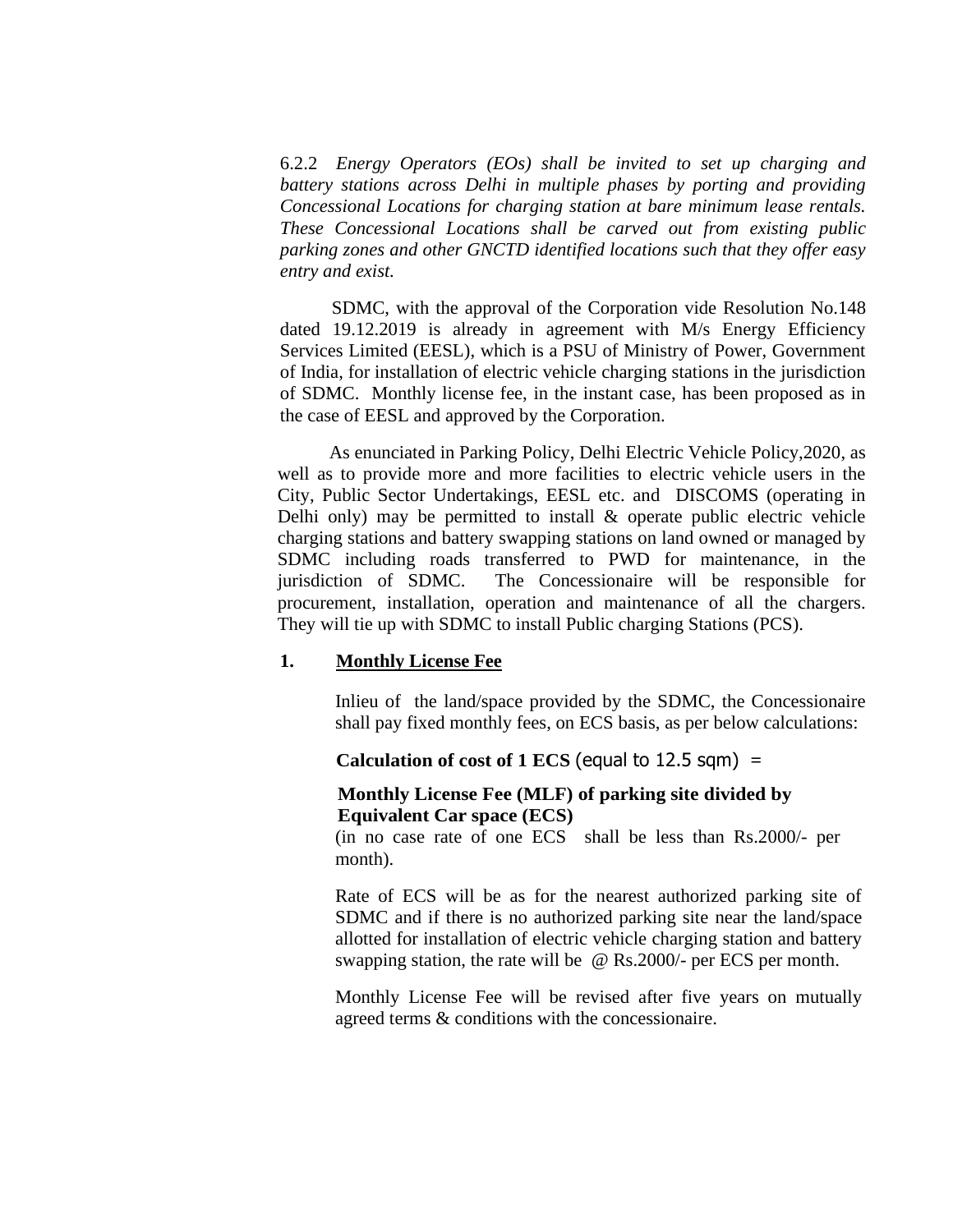6.2.2 *Energy Operators (EOs) shall be invited to set up charging and battery stations across Delhi in multiple phases by porting and providing Concessional Locations for charging station at bare minimum lease rentals. These Concessional Locations shall be carved out from existing public parking zones and other GNCTD identified locations such that they offer easy entry and exist.*

SDMC, with the approval of the Corporation vide Resolution No.148 dated 19.12.2019 is already in agreement with M/s Energy Efficiency Services Limited (EESL), which is a PSU of Ministry of Power, Government of India, for installation of electric vehicle charging stations in the jurisdiction of SDMC. Monthly license fee, in the instant case, has been proposed as in the case of EESL and approved by the Corporation.

As enunciated in Parking Policy, Delhi Electric Vehicle Policy,2020, as well as to provide more and more facilities to electric vehicle users in the City, Public Sector Undertakings, EESL etc. and DISCOMS (operating in Delhi only) may be permitted to install & operate public electric vehicle charging stations and battery swapping stations on land owned or managed by SDMC including roads transferred to PWD for maintenance, in the jurisdiction of SDMC. The Concessionaire will be responsible for procurement, installation, operation and maintenance of all the chargers. They will tie up with SDMC to install Public charging Stations (PCS).

**1. Monthly License Fee**

Inlieu of the land/space provided by the SDMC, the Concessionaire shall pay fixed monthly fees, on ECS basis, as per below calculations:

**Calculation of cost of 1 ECS** (equal to 12.5 sqm) =

**Monthly License Fee (MLF) of parking site divided by Equivalent Car space (ECS)**
(in no case rate of one ECS shall be less than Rs.2000/- per month).

Rate of ECS will be as for the nearest authorized parking site of SDMC and if there is no authorized parking site near the land/space allotted for installation of electric vehicle charging station and battery swapping station, the rate will be @ Rs.2000/- per ECS per month.

Monthly License Fee will be revised after five years on mutually agreed terms & conditions with the concessionaire.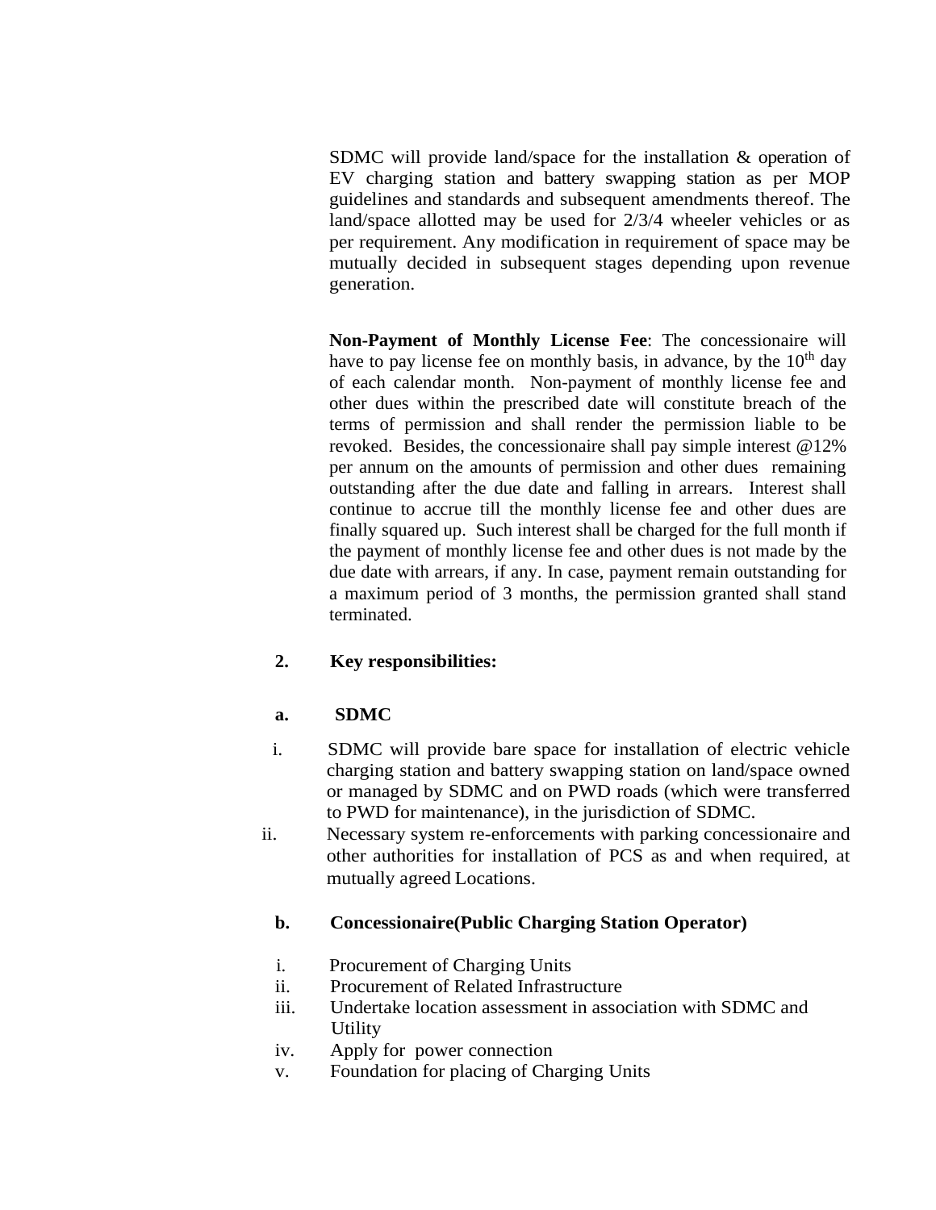SDMC will provide land/space for the installation & operation of EV charging station and battery swapping station as per MOP guidelines and standards and subsequent amendments thereof. The land/space allotted may be used for 2/3/4 wheeler vehicles or as per requirement. Any modification in requirement of space may be mutually decided in subsequent stages depending upon revenue generation.

**Non-Payment of Monthly License Fee**: The concessionaire will have to pay license fee on monthly basis, in advance, by the 10th day of each calendar month. Non-payment of monthly license fee and other dues within the prescribed date will constitute breach of the terms of permission and shall render the permission liable to be revoked. Besides, the concessionaire shall pay simple interest @12% per annum on the amounts of permission and other dues remaining outstanding after the due date and falling in arrears. Interest shall continue to accrue till the monthly license fee and other dues are finally squared up. Such interest shall be charged for the full month if the payment of monthly license fee and other dues is not made by the due date with arrears, if any. In case, payment remain outstanding for a maximum period of 3 months, the permission granted shall stand terminated.

**2. Key responsibilities:**

**a. SDMC**

i. SDMC will provide bare space for installation of electric vehicle charging station and battery swapping station on land/space owned or managed by SDMC and on PWD roads (which were transferred to PWD for maintenance), in the jurisdiction of SDMC.

ii. Necessary system re-enforcements with parking concessionaire and other authorities for installation of PCS as and when required, at mutually agreed Locations.

**b. Concessionaire(Public Charging Station Operator)**

i. Procurement of Charging Units

ii. Procurement of Related Infrastructure

iii. Undertake location assessment in association with SDMC and Utility

iv. Apply for power connection

v. Foundation for placing of Charging Units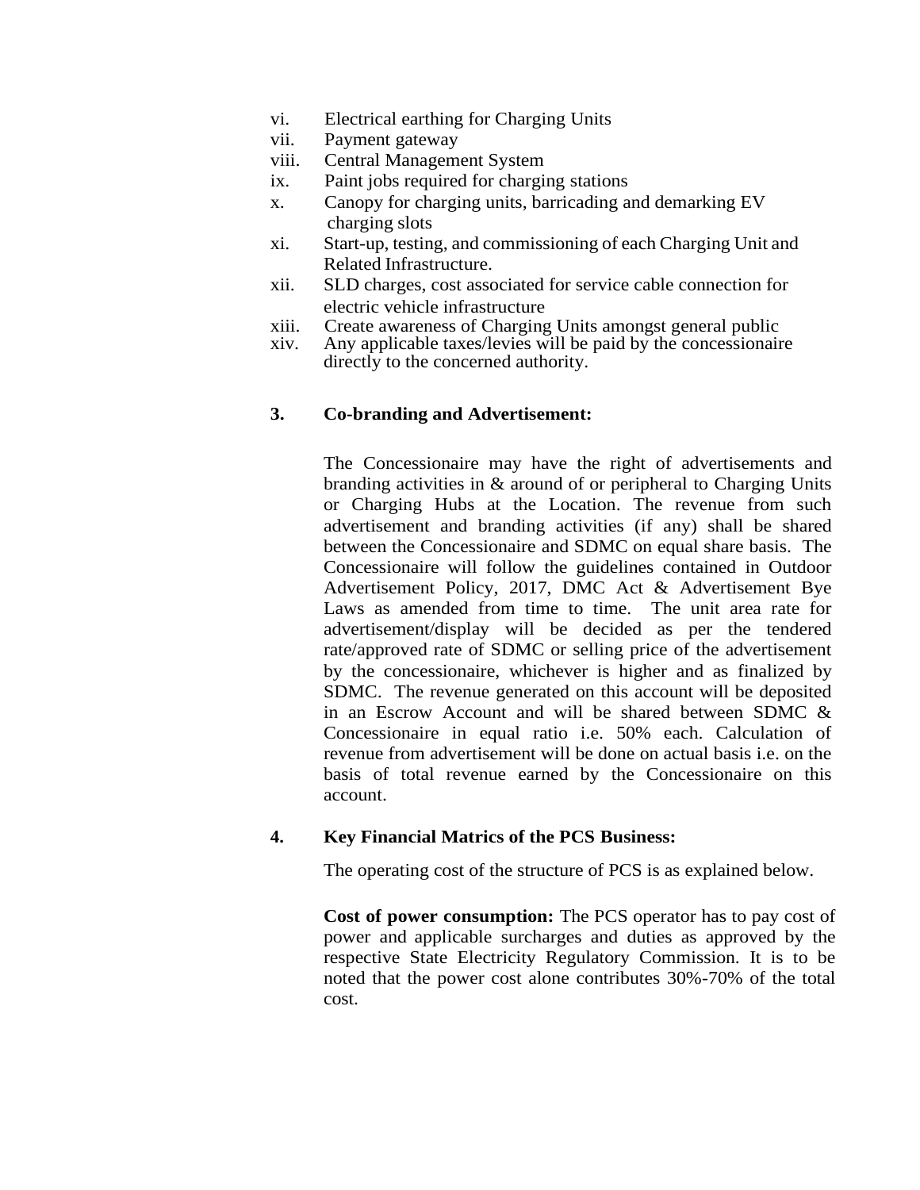vi. Electrical earthing for Charging Units
vii. Payment gateway
viii. Central Management System
ix. Paint jobs required for charging stations
x. Canopy for charging units, barricading and demarking EV charging slots
xi. Start-up, testing, and commissioning of each Charging Unit and Related Infrastructure.
xii. SLD charges, cost associated for service cable connection for electric vehicle infrastructure
xiii. Create awareness of Charging Units amongst general public
xiv. Any applicable taxes/levies will be paid by the concessionaire directly to the concerned authority.

**3. Co-branding and Advertisement:**

The Concessionaire may have the right of advertisements and branding activities in & around of or peripheral to Charging Units or Charging Hubs at the Location. The revenue from such advertisement and branding activities (if any) shall be shared between the Concessionaire and SDMC on equal share basis. The Concessionaire will follow the guidelines contained in Outdoor Advertisement Policy, 2017, DMC Act & Advertisement Bye Laws as amended from time to time. The unit area rate for advertisement/display will be decided as per the tendered rate/approved rate of SDMC or selling price of the advertisement by the concessionaire, whichever is higher and as finalized by SDMC. The revenue generated on this account will be deposited in an Escrow Account and will be shared between SDMC & Concessionaire in equal ratio i.e. 50% each. Calculation of revenue from advertisement will be done on actual basis i.e. on the basis of total revenue earned by the Concessionaire on this account.

**4. Key Financial Matrics of the PCS Business:**

The operating cost of the structure of PCS is as explained below.

**Cost of power consumption:** The PCS operator has to pay cost of power and applicable surcharges and duties as approved by the respective State Electricity Regulatory Commission. It is to be noted that the power cost alone contributes 30%-70% of the total cost.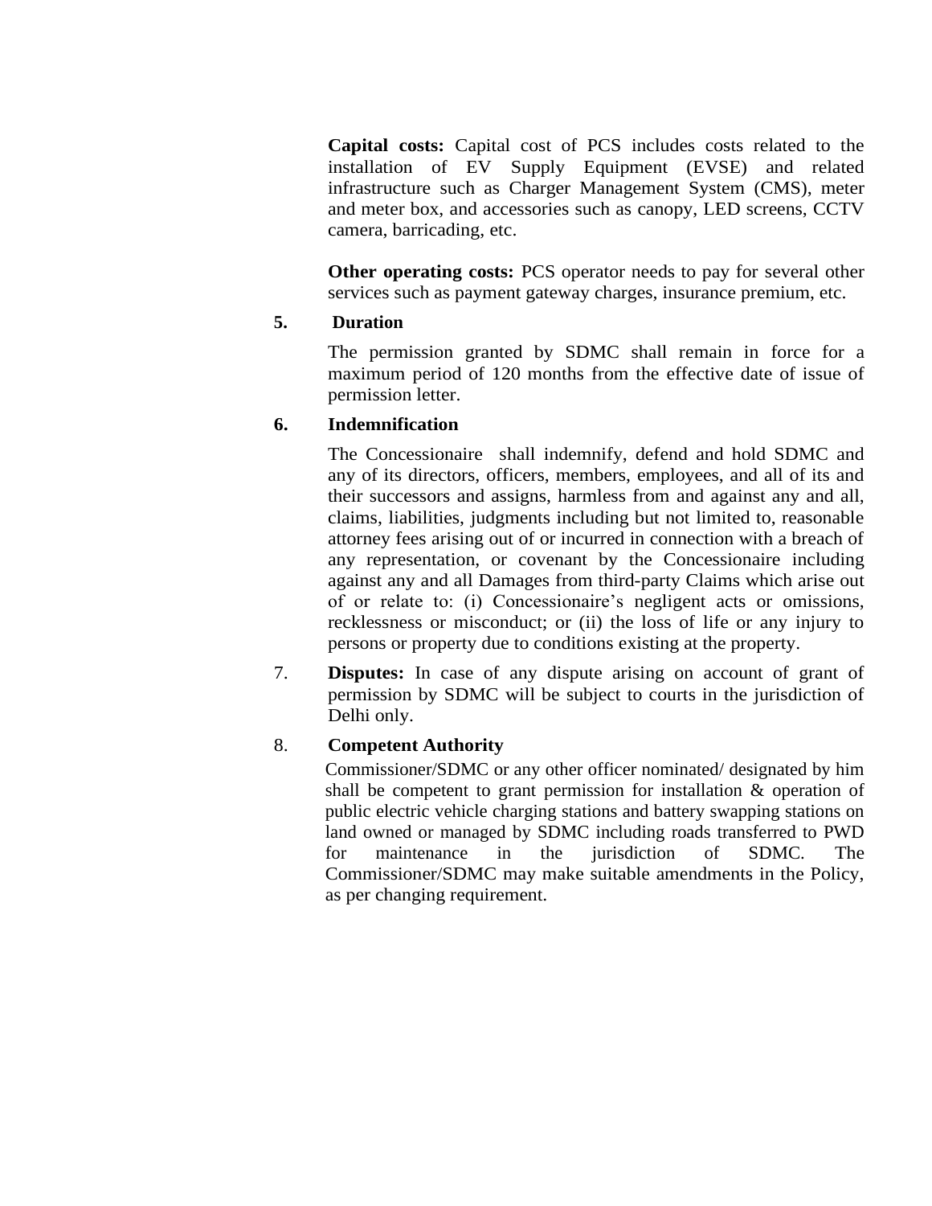**Capital costs:** Capital cost of PCS includes costs related to the installation of EV Supply Equipment (EVSE) and related infrastructure such as Charger Management System (CMS), meter and meter box, and accessories such as canopy, LED screens, CCTV camera, barricading, etc.

**Other operating costs:** PCS operator needs to pay for several other services such as payment gateway charges, insurance premium, etc.

**5. Duration**

The permission granted by SDMC shall remain in force for a maximum period of 120 months from the effective date of issue of permission letter.

**6. Indemnification**

The Concessionaire shall indemnify, defend and hold SDMC and any of its directors, officers, members, employees, and all of its and their successors and assigns, harmless from and against any and all, claims, liabilities, judgments including but not limited to, reasonable attorney fees arising out of or incurred in connection with a breach of any representation, or covenant by the Concessionaire including against any and all Damages from third-party Claims which arise out of or relate to: (i) Concessionaire's negligent acts or omissions, recklessness or misconduct; or (ii) the loss of life or any injury to persons or property due to conditions existing at the property.

7. **Disputes:** In case of any dispute arising on account of grant of permission by SDMC will be subject to courts in the jurisdiction of Delhi only.

8. **Competent Authority**

Commissioner/SDMC or any other officer nominated/ designated by him shall be competent to grant permission for installation & operation of public electric vehicle charging stations and battery swapping stations on land owned or managed by SDMC including roads transferred to PWD for maintenance in the jurisdiction of SDMC. The Commissioner/SDMC may make suitable amendments in the Policy, as per changing requirement.